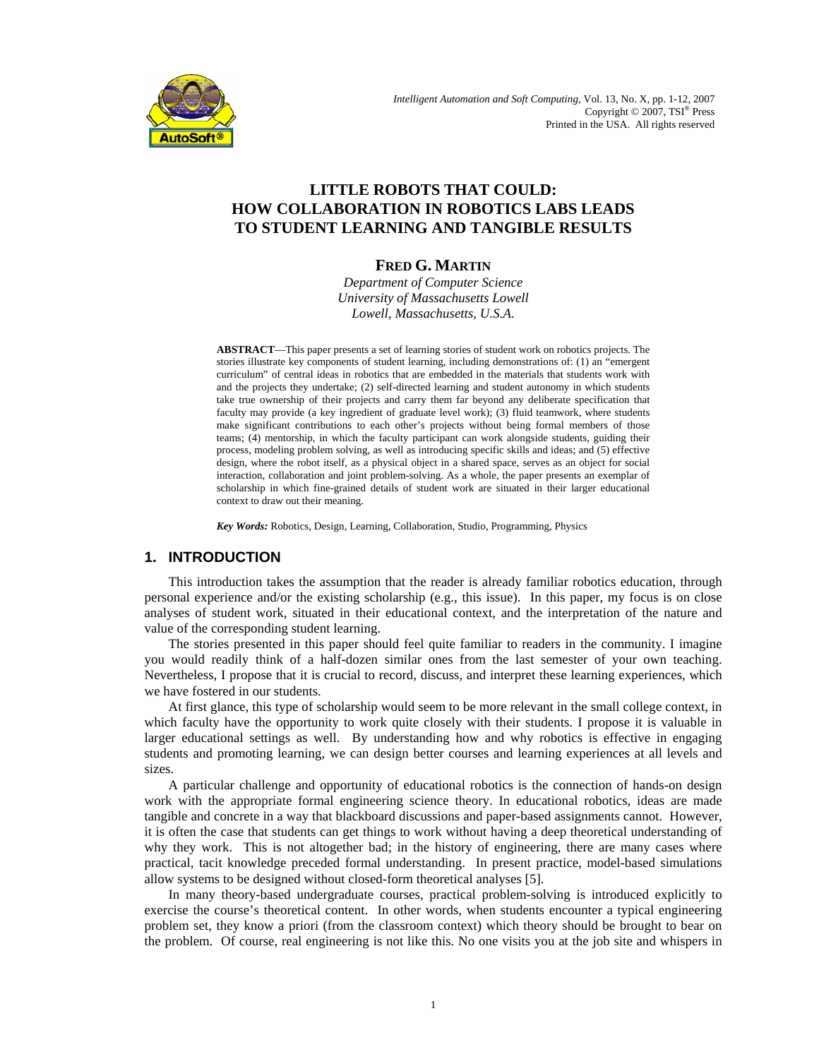# LITTLE ROBOTS THAT COULD: HOW COLLABORATION IN ROBOTICS LABS LEADS TO STUDENT LEARNING AND TANGIBLE RESULTS

**FRED G. MARTIN**

*Department of Computer Science*
*University of Massachusetts Lowell*
*Lowell, Massachusetts, U.S.A.*

**ABSTRACT**—This paper presents a set of learning stories of student work on robotics projects. The stories illustrate key components of student learning, including demonstrations of: (1) an "emergent curriculum" of central ideas in robotics that are embedded in the materials that students work with and the projects they undertake; (2) self-directed learning and student autonomy in which students take true ownership of their projects and carry them far beyond any deliberate specification that faculty may provide (a key ingredient of graduate level work); (3) fluid teamwork, where students make significant contributions to each other's projects without being formal members of those teams; (4) mentorship, in which the faculty participant can work alongside students, guiding their process, modeling problem solving, as well as introducing specific skills and ideas; and (5) effective design, where the robot itself, as a physical object in a shared space, serves as an object for social interaction, collaboration and joint problem-solving. As a whole, the paper presents an exemplar of scholarship in which fine-grained details of student work are situated in their larger educational context to draw out their meaning.

***Key Words:*** Robotics, Design, Learning, Collaboration, Studio, Programming, Physics

## 1. INTRODUCTION

This introduction takes the assumption that the reader is already familiar robotics education, through personal experience and/or the existing scholarship (e.g., this issue). In this paper, my focus is on close analyses of student work, situated in their educational context, and the interpretation of the nature and value of the corresponding student learning.

The stories presented in this paper should feel quite familiar to readers in the community. I imagine you would readily think of a half-dozen similar ones from the last semester of your own teaching. Nevertheless, I propose that it is crucial to record, discuss, and interpret these learning experiences, which we have fostered in our students.

At first glance, this type of scholarship would seem to be more relevant in the small college context, in which faculty have the opportunity to work quite closely with their students. I propose it is valuable in larger educational settings as well. By understanding how and why robotics is effective in engaging students and promoting learning, we can design better courses and learning experiences at all levels and sizes.

A particular challenge and opportunity of educational robotics is the connection of hands-on design work with the appropriate formal engineering science theory. In educational robotics, ideas are made tangible and concrete in a way that blackboard discussions and paper-based assignments cannot. However, it is often the case that students can get things to work without having a deep theoretical understanding of why they work. This is not altogether bad; in the history of engineering, there are many cases where practical, tacit knowledge preceded formal understanding. In present practice, model-based simulations allow systems to be designed without closed-form theoretical analyses [5].

In many theory-based undergraduate courses, practical problem-solving is introduced explicitly to exercise the course's theoretical content. In other words, when students encounter a typical engineering problem set, they know a priori (from the classroom context) which theory should be brought to bear on the problem. Of course, real engineering is not like this. No one visits you at the job site and whispers in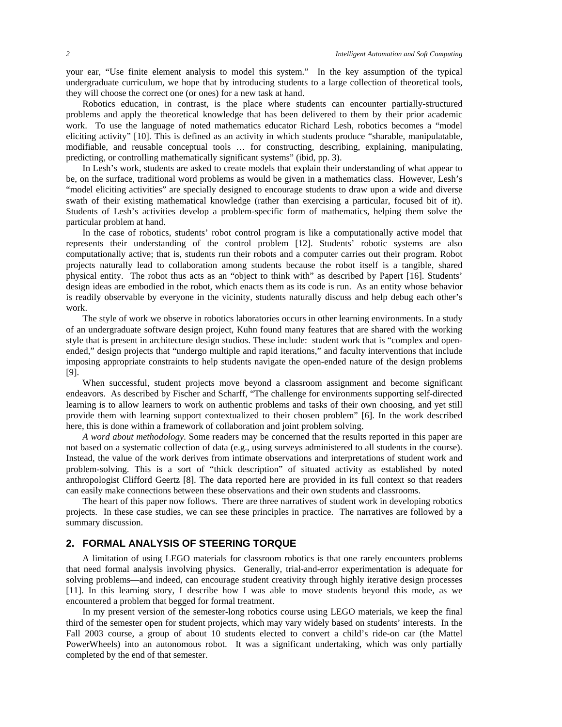your ear, "Use finite element analysis to model this system." In the key assumption of the typical undergraduate curriculum, we hope that by introducing students to a large collection of theoretical tools, they will choose the correct one (or ones) for a new task at hand.

Robotics education, in contrast, is the place where students can encounter partially-structured problems and apply the theoretical knowledge that has been delivered to them by their prior academic work. To use the language of noted mathematics educator Richard Lesh, robotics becomes a "model eliciting activity" [10]. This is defined as an activity in which students produce "sharable, manipulatable, modifiable, and reusable conceptual tools … for constructing, describing, explaining, manipulating, predicting, or controlling mathematically significant systems" (ibid, pp. 3).

In Lesh's work, students are asked to create models that explain their understanding of what appear to be, on the surface, traditional word problems as would be given in a mathematics class. However, Lesh's "model eliciting activities" are specially designed to encourage students to draw upon a wide and diverse swath of their existing mathematical knowledge (rather than exercising a particular, focused bit of it). Students of Lesh's activities develop a problem-specific form of mathematics, helping them solve the particular problem at hand.

In the case of robotics, students' robot control program is like a computationally active model that represents their understanding of the control problem [12]. Students' robotic systems are also computationally active; that is, students run their robots and a computer carries out their program. Robot projects naturally lead to collaboration among students because the robot itself is a tangible, shared physical entity. The robot thus acts as an "object to think with" as described by Papert [16]. Students' design ideas are embodied in the robot, which enacts them as its code is run. As an entity whose behavior is readily observable by everyone in the vicinity, students naturally discuss and help debug each other's work.

The style of work we observe in robotics laboratories occurs in other learning environments. In a study of an undergraduate software design project, Kuhn found many features that are shared with the working style that is present in architecture design studios. These include: student work that is "complex and open-ended," design projects that "undergo multiple and rapid iterations," and faculty interventions that include imposing appropriate constraints to help students navigate the open-ended nature of the design problems [9].

When successful, student projects move beyond a classroom assignment and become significant endeavors. As described by Fischer and Scharff, "The challenge for environments supporting self-directed learning is to allow learners to work on authentic problems and tasks of their own choosing, and yet still provide them with learning support contextualized to their chosen problem" [6]. In the work described here, this is done within a framework of collaboration and joint problem solving.

*A word about methodology.* Some readers may be concerned that the results reported in this paper are not based on a systematic collection of data (e.g., using surveys administered to all students in the course). Instead, the value of the work derives from intimate observations and interpretations of student work and problem-solving. This is a sort of "thick description" of situated activity as established by noted anthropologist Clifford Geertz [8]. The data reported here are provided in its full context so that readers can easily make connections between these observations and their own students and classrooms.

The heart of this paper now follows. There are three narratives of student work in developing robotics projects. In these case studies, we can see these principles in practice. The narratives are followed by a summary discussion.

## 2. FORMAL ANALYSIS OF STEERING TORQUE

A limitation of using LEGO materials for classroom robotics is that one rarely encounters problems that need formal analysis involving physics. Generally, trial-and-error experimentation is adequate for solving problems—and indeed, can encourage student creativity through highly iterative design processes [11]. In this learning story, I describe how I was able to move students beyond this mode, as we encountered a problem that begged for formal treatment.

In my present version of the semester-long robotics course using LEGO materials, we keep the final third of the semester open for student projects, which may vary widely based on students' interests. In the Fall 2003 course, a group of about 10 students elected to convert a child's ride-on car (the Mattel PowerWheels) into an autonomous robot. It was a significant undertaking, which was only partially completed by the end of that semester.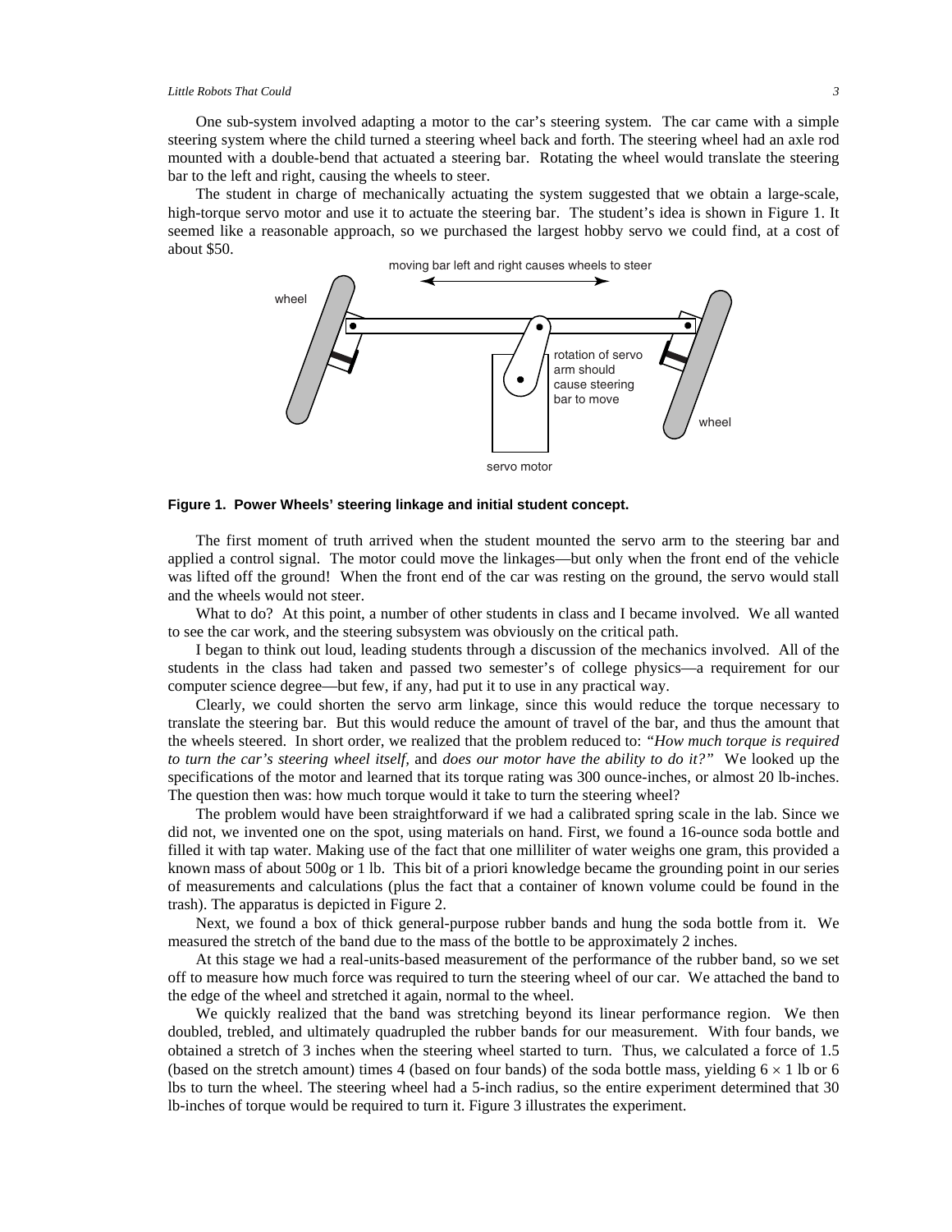One sub-system involved adapting a motor to the car's steering system. The car came with a simple steering system where the child turned a steering wheel back and forth. The steering wheel had an axle rod mounted with a double-bend that actuated a steering bar. Rotating the wheel would translate the steering bar to the left and right, causing the wheels to steer.

The student in charge of mechanically actuating the system suggested that we obtain a large-scale, high-torque servo motor and use it to actuate the steering bar. The student's idea is shown in Figure 1. It seemed like a reasonable approach, so we purchased the largest hobby servo we could find, at a cost of about $50.

**Figure 1. Power Wheels' steering linkage and initial student concept.**

The first moment of truth arrived when the student mounted the servo arm to the steering bar and applied a control signal. The motor could move the linkages—but only when the front end of the vehicle was lifted off the ground! When the front end of the car was resting on the ground, the servo would stall and the wheels would not steer.

What to do? At this point, a number of other students in class and I became involved. We all wanted to see the car work, and the steering subsystem was obviously on the critical path.

I began to think out loud, leading students through a discussion of the mechanics involved. All of the students in the class had taken and passed two semester's of college physics—a requirement for our computer science degree—but few, if any, had put it to use in any practical way.

Clearly, we could shorten the servo arm linkage, since this would reduce the torque necessary to translate the steering bar. But this would reduce the amount of travel of the bar, and thus the amount that the wheels steered. In short order, we realized that the problem reduced to: *"How much torque is required to turn the car's steering wheel itself,* and *does our motor have the ability to do it?"* We looked up the specifications of the motor and learned that its torque rating was 300 ounce-inches, or almost 20 lb-inches. The question then was: how much torque would it take to turn the steering wheel?

The problem would have been straightforward if we had a calibrated spring scale in the lab. Since we did not, we invented one on the spot, using materials on hand. First, we found a 16-ounce soda bottle and filled it with tap water. Making use of the fact that one milliliter of water weighs one gram, this provided a known mass of about 500g or 1 lb. This bit of a priori knowledge became the grounding point in our series of measurements and calculations (plus the fact that a container of known volume could be found in the trash). The apparatus is depicted in Figure 2.

Next, we found a box of thick general-purpose rubber bands and hung the soda bottle from it. We measured the stretch of the band due to the mass of the bottle to be approximately 2 inches.

At this stage we had a real-units-based measurement of the performance of the rubber band, so we set off to measure how much force was required to turn the steering wheel of our car. We attached the band to the edge of the wheel and stretched it again, normal to the wheel.

We quickly realized that the band was stretching beyond its linear performance region. We then doubled, trebled, and ultimately quadrupled the rubber bands for our measurement. With four bands, we obtained a stretch of 3 inches when the steering wheel started to turn. Thus, we calculated a force of 1.5 (based on the stretch amount) times 4 (based on four bands) of the soda bottle mass, yielding $6 \times 1$ lb or 6 lbs to turn the wheel. The steering wheel had a 5-inch radius, so the entire experiment determined that 30 lb-inches of torque would be required to turn it. Figure 3 illustrates the experiment.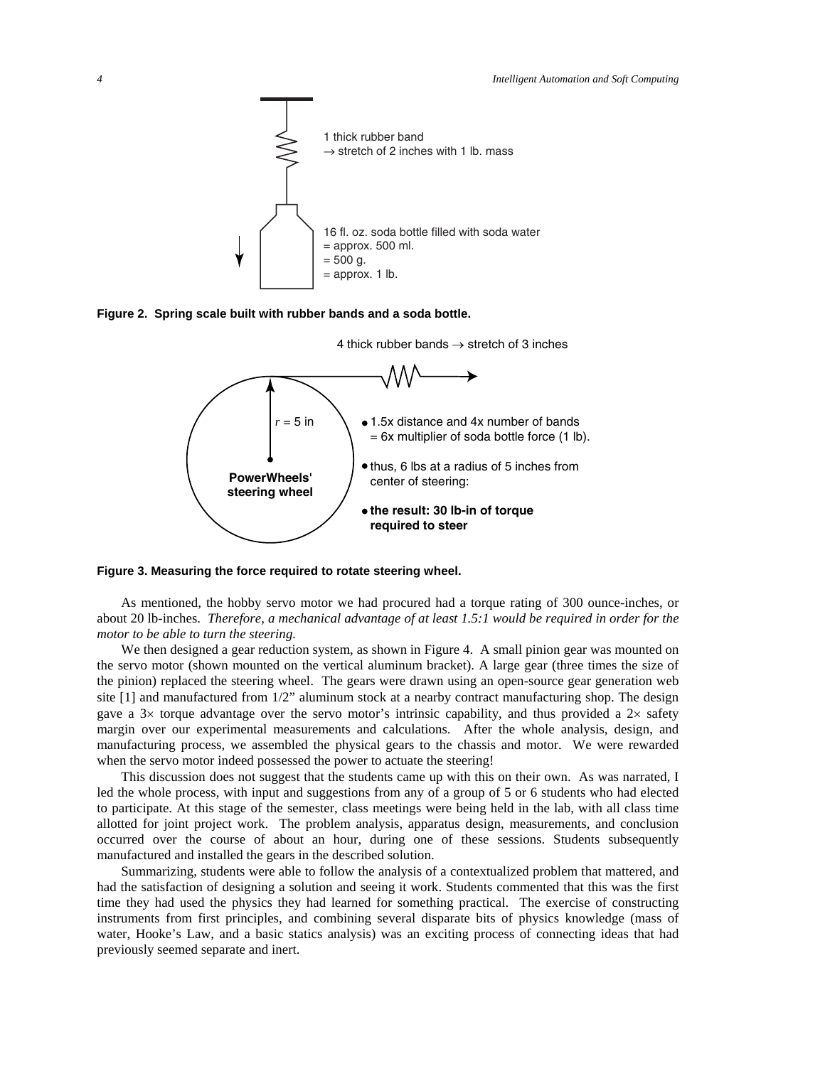1 thick rubber band
→ stretch of 2 inches with 1 lb. mass

16 fl. oz. soda bottle filled with soda water
= approx. 500 ml.
= 500 g.
= approx. 1 lb.

**Figure 2. Spring scale built with rubber bands and a soda bottle.**

4 thick rubber bands → stretch of 3 inches

$r$ = 5 in

**PowerWheels' steering wheel**

- 1.5x distance and 4x number of bands = 6x multiplier of soda bottle force (1 lb).
- thus, 6 lbs at a radius of 5 inches from center of steering:
- **the result: 30 lb-in of torque required to steer**

**Figure 3. Measuring the force required to rotate steering wheel.**

As mentioned, the hobby servo motor we had procured had a torque rating of 300 ounce-inches, or about 20 lb-inches. *Therefore, a mechanical advantage of at least 1.5:1 would be required in order for the motor to be able to turn the steering.*

We then designed a gear reduction system, as shown in Figure 4. A small pinion gear was mounted on the servo motor (shown mounted on the vertical aluminum bracket). A large gear (three times the size of the pinion) replaced the steering wheel. The gears were drawn using an open-source gear generation web site [1] and manufactured from 1/2" aluminum stock at a nearby contract manufacturing shop. The design gave a 3× torque advantage over the servo motor's intrinsic capability, and thus provided a 2× safety margin over our experimental measurements and calculations. After the whole analysis, design, and manufacturing process, we assembled the physical gears to the chassis and motor. We were rewarded when the servo motor indeed possessed the power to actuate the steering!

This discussion does not suggest that the students came up with this on their own. As was narrated, I led the whole process, with input and suggestions from any of a group of 5 or 6 students who had elected to participate. At this stage of the semester, class meetings were being held in the lab, with all class time allotted for joint project work. The problem analysis, apparatus design, measurements, and conclusion occurred over the course of about an hour, during one of these sessions. Students subsequently manufactured and installed the gears in the described solution.

Summarizing, students were able to follow the analysis of a contextualized problem that mattered, and had the satisfaction of designing a solution and seeing it work. Students commented that this was the first time they had used the physics they had learned for something practical. The exercise of constructing instruments from first principles, and combining several disparate bits of physics knowledge (mass of water, Hooke's Law, and a basic statics analysis) was an exciting process of connecting ideas that had previously seemed separate and inert.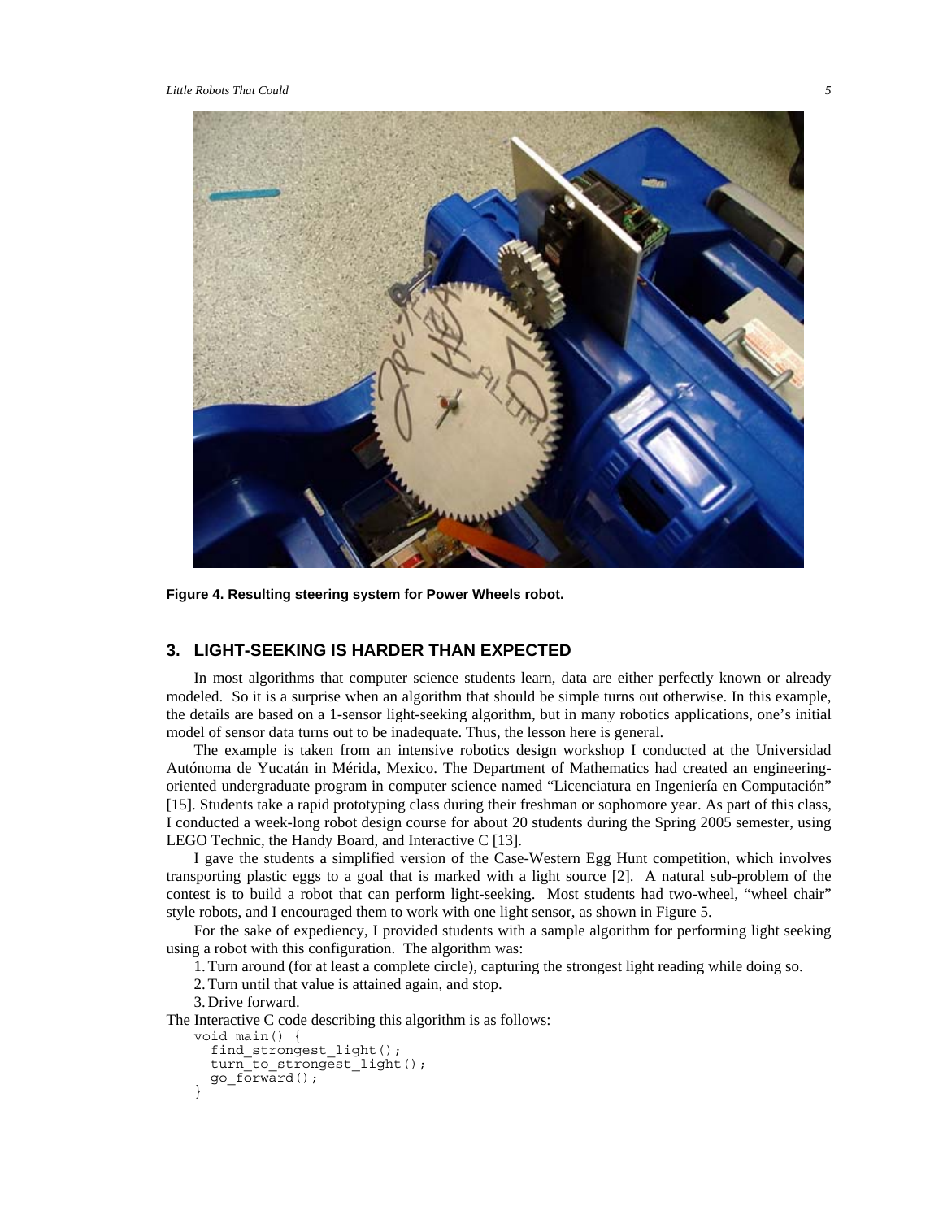Figure 4. Resulting steering system for Power Wheels robot.

## 3. LIGHT-SEEKING IS HARDER THAN EXPECTED

In most algorithms that computer science students learn, data are either perfectly known or already modeled. So it is a surprise when an algorithm that should be simple turns out otherwise. In this example, the details are based on a 1-sensor light-seeking algorithm, but in many robotics applications, one's initial model of sensor data turns out to be inadequate. Thus, the lesson here is general.

The example is taken from an intensive robotics design workshop I conducted at the Universidad Autónoma de Yucatán in Mérida, Mexico. The Department of Mathematics had created an engineering-oriented undergraduate program in computer science named "Licenciatura en Ingeniería en Computación" [15]. Students take a rapid prototyping class during their freshman or sophomore year. As part of this class, I conducted a week-long robot design course for about 20 students during the Spring 2005 semester, using LEGO Technic, the Handy Board, and Interactive C [13].

I gave the students a simplified version of the Case-Western Egg Hunt competition, which involves transporting plastic eggs to a goal that is marked with a light source [2]. A natural sub-problem of the contest is to build a robot that can perform light-seeking. Most students had two-wheel, "wheel chair" style robots, and I encouraged them to work with one light sensor, as shown in Figure 5.

For the sake of expediency, I provided students with a sample algorithm for performing light seeking using a robot with this configuration. The algorithm was:

1. Turn around (for at least a complete circle), capturing the strongest light reading while doing so.
2. Turn until that value is attained again, and stop.
3. Drive forward.

The Interactive C code describing this algorithm is as follows:

```
void main() {
  find_strongest_light();
  turn_to_strongest_light();
  go_forward();
}
```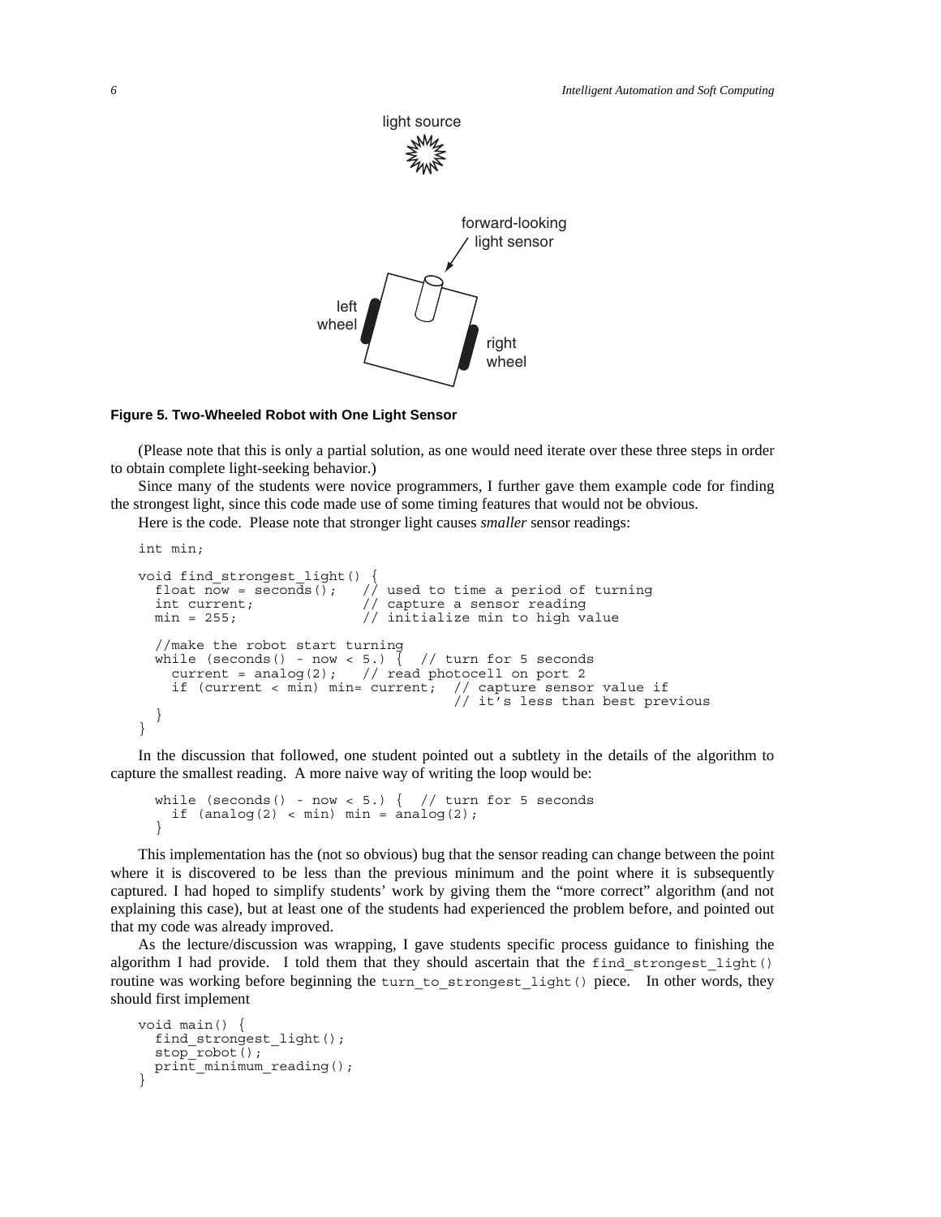**Figure 5. Two-Wheeled Robot with One Light Sensor**

(Please note that this is only a partial solution, as one would need iterate over these three steps in order to obtain complete light-seeking behavior.)

Since many of the students were novice programmers, I further gave them example code for finding the strongest light, since this code made use of some timing features that would not be obvious.

Here is the code. Please note that stronger light causes *smaller* sensor readings:

```
int min;

void find_strongest_light() {
  float now = seconds();   // used to time a period of turning
  int current;             // capture a sensor reading
  min = 255;               // initialize min to high value

  //make the robot start turning
  while (seconds() - now < 5.) {  // turn for 5 seconds
    current = analog(2);   // read photocell on port 2
    if (current < min) min= current;  // capture sensor value if
                                       // it's less than best previous
  }
}
```

In the discussion that followed, one student pointed out a subtlety in the details of the algorithm to capture the smallest reading. A more naive way of writing the loop would be:

```
  while (seconds() - now < 5.) {  // turn for 5 seconds
    if (analog(2) < min) min = analog(2);
  }
```

This implementation has the (not so obvious) bug that the sensor reading can change between the point where it is discovered to be less than the previous minimum and the point where it is subsequently captured. I had hoped to simplify students' work by giving them the "more correct" algorithm (and not explaining this case), but at least one of the students had experienced the problem before, and pointed out that my code was already improved.

As the lecture/discussion was wrapping, I gave students specific process guidance to finishing the algorithm I had provide. I told them that they should ascertain that the `find_strongest_light()` routine was working before beginning the `turn_to_strongest_light()` piece. In other words, they should first implement

```
void main() {
  find_strongest_light();
  stop_robot();
  print_minimum_reading();
}
```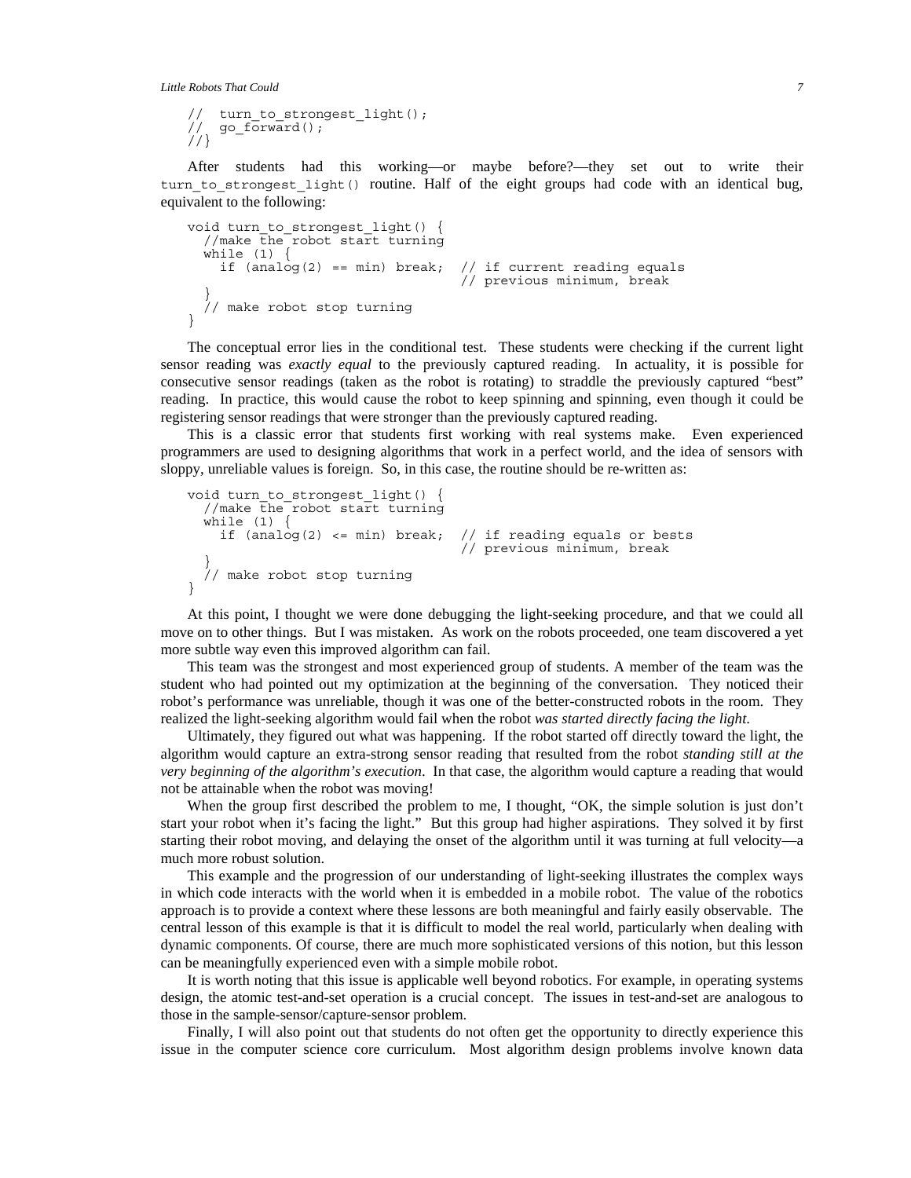```
//  turn_to_strongest_light();
//  go_forward();
//}
```

After students had this working—or maybe before?—they set out to write their `turn_to_strongest_light()` routine. Half of the eight groups had code with an identical bug, equivalent to the following:

```
void turn_to_strongest_light() {
  //make the robot start turning
  while (1) {
    if (analog(2) == min) break;  // if current reading equals
                                  // previous minimum, break
  }
  // make robot stop turning
}
```

The conceptual error lies in the conditional test. These students were checking if the current light sensor reading was *exactly equal* to the previously captured reading. In actuality, it is possible for consecutive sensor readings (taken as the robot is rotating) to straddle the previously captured "best" reading. In practice, this would cause the robot to keep spinning and spinning, even though it could be registering sensor readings that were stronger than the previously captured reading.

This is a classic error that students first working with real systems make. Even experienced programmers are used to designing algorithms that work in a perfect world, and the idea of sensors with sloppy, unreliable values is foreign. So, in this case, the routine should be re-written as:

```
void turn_to_strongest_light() {
  //make the robot start turning
  while (1) {
    if (analog(2) <= min) break;  // if reading equals or bests
                                  // previous minimum, break
  }
  // make robot stop turning
}
```

At this point, I thought we were done debugging the light-seeking procedure, and that we could all move on to other things. But I was mistaken. As work on the robots proceeded, one team discovered a yet more subtle way even this improved algorithm can fail.

This team was the strongest and most experienced group of students. A member of the team was the student who had pointed out my optimization at the beginning of the conversation. They noticed their robot's performance was unreliable, though it was one of the better-constructed robots in the room. They realized the light-seeking algorithm would fail when the robot *was started directly facing the light*.

Ultimately, they figured out what was happening. If the robot started off directly toward the light, the algorithm would capture an extra-strong sensor reading that resulted from the robot *standing still at the very beginning of the algorithm's execution*. In that case, the algorithm would capture a reading that would not be attainable when the robot was moving!

When the group first described the problem to me, I thought, "OK, the simple solution is just don't start your robot when it's facing the light." But this group had higher aspirations. They solved it by first starting their robot moving, and delaying the onset of the algorithm until it was turning at full velocity—a much more robust solution.

This example and the progression of our understanding of light-seeking illustrates the complex ways in which code interacts with the world when it is embedded in a mobile robot. The value of the robotics approach is to provide a context where these lessons are both meaningful and fairly easily observable. The central lesson of this example is that it is difficult to model the real world, particularly when dealing with dynamic components. Of course, there are much more sophisticated versions of this notion, but this lesson can be meaningfully experienced even with a simple mobile robot.

It is worth noting that this issue is applicable well beyond robotics. For example, in operating systems design, the atomic test-and-set operation is a crucial concept. The issues in test-and-set are analogous to those in the sample-sensor/capture-sensor problem.

Finally, I will also point out that students do not often get the opportunity to directly experience this issue in the computer science core curriculum. Most algorithm design problems involve known data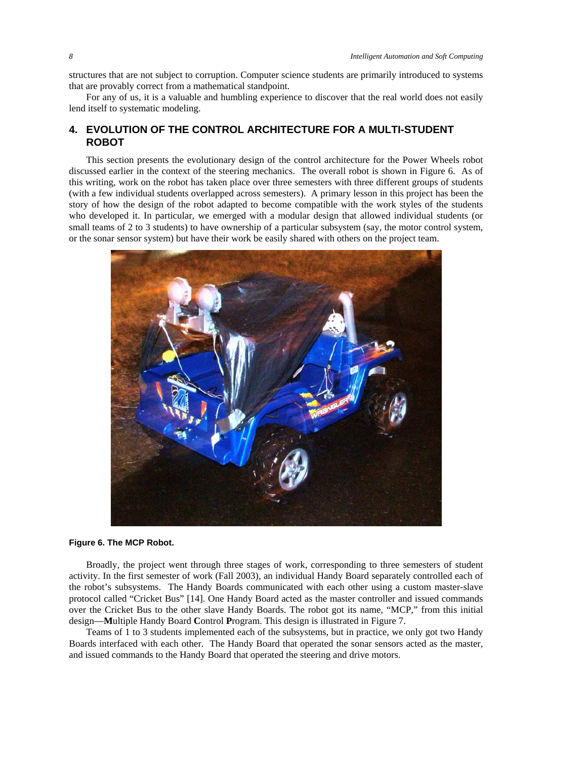structures that are not subject to corruption. Computer science students are primarily introduced to systems that are provably correct from a mathematical standpoint.

For any of us, it is a valuable and humbling experience to discover that the real world does not easily lend itself to systematic modeling.

## 4. EVOLUTION OF THE CONTROL ARCHITECTURE FOR A MULTI-STUDENT ROBOT

This section presents the evolutionary design of the control architecture for the Power Wheels robot discussed earlier in the context of the steering mechanics. The overall robot is shown in Figure 6. As of this writing, work on the robot has taken place over three semesters with three different groups of students (with a few individual students overlapped across semesters). A primary lesson in this project has been the story of how the design of the robot adapted to become compatible with the work styles of the students who developed it. In particular, we emerged with a modular design that allowed individual students (or small teams of 2 to 3 students) to have ownership of a particular subsystem (say, the motor control system, or the sonar sensor system) but have their work be easily shared with others on the project team.

**Figure 6. The MCP Robot.**

Broadly, the project went through three stages of work, corresponding to three semesters of student activity. In the first semester of work (Fall 2003), an individual Handy Board separately controlled each of the robot's subsystems. The Handy Boards communicated with each other using a custom master-slave protocol called "Cricket Bus" [14]. One Handy Board acted as the master controller and issued commands over the Cricket Bus to the other slave Handy Boards. The robot got its name, "MCP," from this initial design—**M**ultiple Handy Board **C**ontrol **P**rogram. This design is illustrated in Figure 7.

Teams of 1 to 3 students implemented each of the subsystems, but in practice, we only got two Handy Boards interfaced with each other. The Handy Board that operated the sonar sensors acted as the master, and issued commands to the Handy Board that operated the steering and drive motors.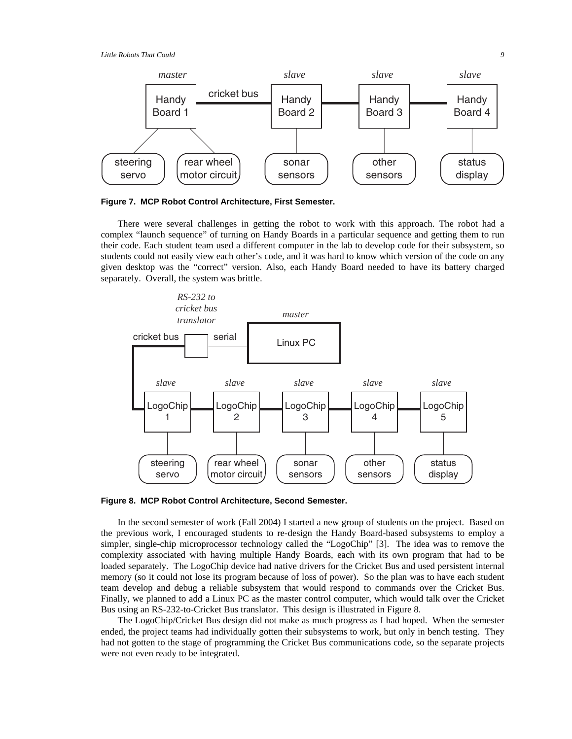**Figure 7. MCP Robot Control Architecture, First Semester.**

There were several challenges in getting the robot to work with this approach. The robot had a complex "launch sequence" of turning on Handy Boards in a particular sequence and getting them to run their code. Each student team used a different computer in the lab to develop code for their subsystem, so students could not easily view each other's code, and it was hard to know which version of the code on any given desktop was the "correct" version. Also, each Handy Board needed to have its battery charged separately. Overall, the system was brittle.

**Figure 8. MCP Robot Control Architecture, Second Semester.**

In the second semester of work (Fall 2004) I started a new group of students on the project. Based on the previous work, I encouraged students to re-design the Handy Board-based subsystems to employ a simpler, single-chip microprocessor technology called the "LogoChip" [3]. The idea was to remove the complexity associated with having multiple Handy Boards, each with its own program that had to be loaded separately. The LogoChip device had native drivers for the Cricket Bus and used persistent internal memory (so it could not lose its program because of loss of power). So the plan was to have each student team develop and debug a reliable subsystem that would respond to commands over the Cricket Bus. Finally, we planned to add a Linux PC as the master control computer, which would talk over the Cricket Bus using an RS-232-to-Cricket Bus translator. This design is illustrated in Figure 8.

The LogoChip/Cricket Bus design did not make as much progress as I had hoped. When the semester ended, the project teams had individually gotten their subsystems to work, but only in bench testing. They had not gotten to the stage of programming the Cricket Bus communications code, so the separate projects were not even ready to be integrated.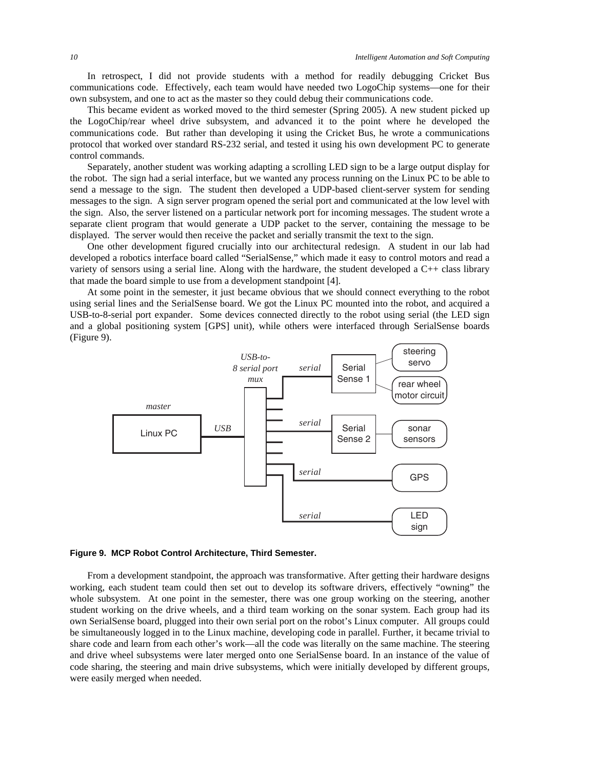In retrospect, I did not provide students with a method for readily debugging Cricket Bus communications code. Effectively, each team would have needed two LogoChip systems—one for their own subsystem, and one to act as the master so they could debug their communications code.

This became evident as worked moved to the third semester (Spring 2005). A new student picked up the LogoChip/rear wheel drive subsystem, and advanced it to the point where he developed the communications code. But rather than developing it using the Cricket Bus, he wrote a communications protocol that worked over standard RS-232 serial, and tested it using his own development PC to generate control commands.

Separately, another student was working adapting a scrolling LED sign to be a large output display for the robot. The sign had a serial interface, but we wanted any process running on the Linux PC to be able to send a message to the sign. The student then developed a UDP-based client-server system for sending messages to the sign. A sign server program opened the serial port and communicated at the low level with the sign. Also, the server listened on a particular network port for incoming messages. The student wrote a separate client program that would generate a UDP packet to the server, containing the message to be displayed. The server would then receive the packet and serially transmit the text to the sign.

One other development figured crucially into our architectural redesign. A student in our lab had developed a robotics interface board called "SerialSense," which made it easy to control motors and read a variety of sensors using a serial line. Along with the hardware, the student developed a C++ class library that made the board simple to use from a development standpoint [4].

At some point in the semester, it just became obvious that we should connect everything to the robot using serial lines and the SerialSense board. We got the Linux PC mounted into the robot, and acquired a USB-to-8-serial port expander. Some devices connected directly to the robot using serial (the LED sign and a global positioning system [GPS] unit), while others were interfaced through SerialSense boards (Figure 9).

**Figure 9. MCP Robot Control Architecture, Third Semester.**

From a development standpoint, the approach was transformative. After getting their hardware designs working, each student team could then set out to develop its software drivers, effectively "owning" the whole subsystem. At one point in the semester, there was one group working on the steering, another student working on the drive wheels, and a third team working on the sonar system. Each group had its own SerialSense board, plugged into their own serial port on the robot's Linux computer. All groups could be simultaneously logged in to the Linux machine, developing code in parallel. Further, it became trivial to share code and learn from each other's work—all the code was literally on the same machine. The steering and drive wheel subsystems were later merged onto one SerialSense board. In an instance of the value of code sharing, the steering and main drive subsystems, which were initially developed by different groups, were easily merged when needed.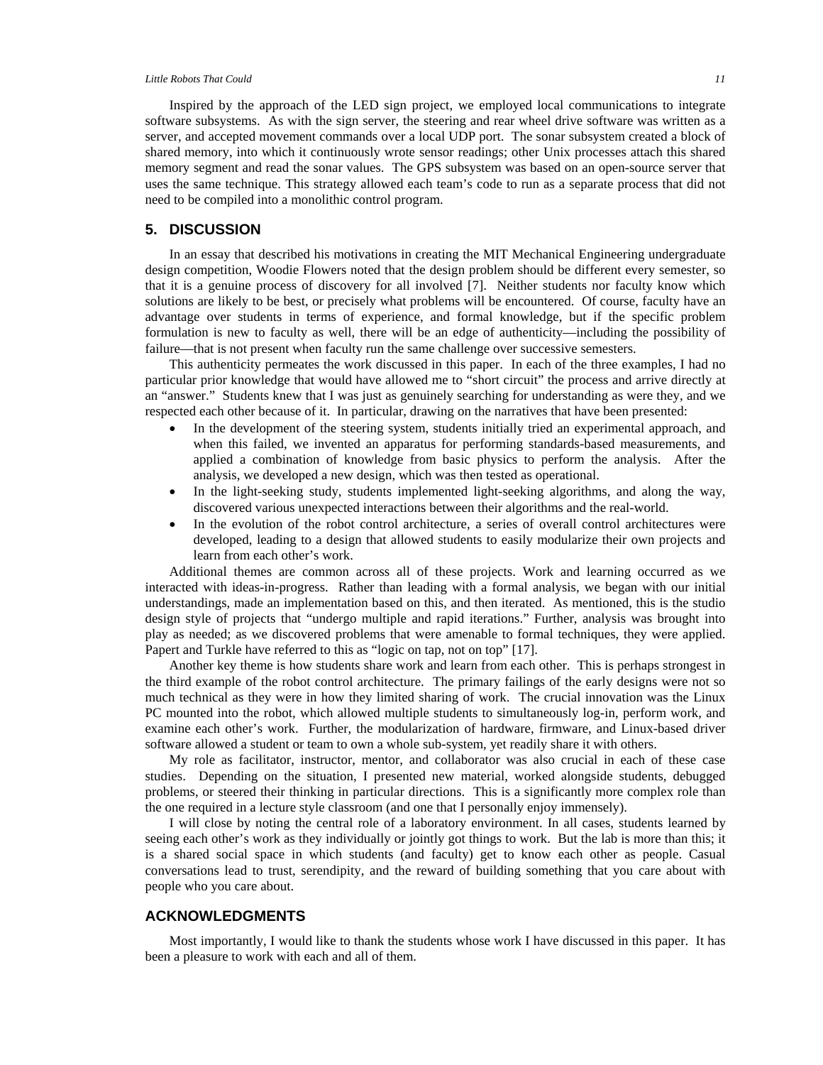Inspired by the approach of the LED sign project, we employed local communications to integrate software subsystems. As with the sign server, the steering and rear wheel drive software was written as a server, and accepted movement commands over a local UDP port. The sonar subsystem created a block of shared memory, into which it continuously wrote sensor readings; other Unix processes attach this shared memory segment and read the sonar values. The GPS subsystem was based on an open-source server that uses the same technique. This strategy allowed each team's code to run as a separate process that did not need to be compiled into a monolithic control program.

## 5. DISCUSSION

In an essay that described his motivations in creating the MIT Mechanical Engineering undergraduate design competition, Woodie Flowers noted that the design problem should be different every semester, so that it is a genuine process of discovery for all involved [7]. Neither students nor faculty know which solutions are likely to be best, or precisely what problems will be encountered. Of course, faculty have an advantage over students in terms of experience, and formal knowledge, but if the specific problem formulation is new to faculty as well, there will be an edge of authenticity—including the possibility of failure—that is not present when faculty run the same challenge over successive semesters.

This authenticity permeates the work discussed in this paper. In each of the three examples, I had no particular prior knowledge that would have allowed me to "short circuit" the process and arrive directly at an "answer." Students knew that I was just as genuinely searching for understanding as were they, and we respected each other because of it. In particular, drawing on the narratives that have been presented:

- In the development of the steering system, students initially tried an experimental approach, and when this failed, we invented an apparatus for performing standards-based measurements, and applied a combination of knowledge from basic physics to perform the analysis. After the analysis, we developed a new design, which was then tested as operational.
- In the light-seeking study, students implemented light-seeking algorithms, and along the way, discovered various unexpected interactions between their algorithms and the real-world.
- In the evolution of the robot control architecture, a series of overall control architectures were developed, leading to a design that allowed students to easily modularize their own projects and learn from each other's work.

Additional themes are common across all of these projects. Work and learning occurred as we interacted with ideas-in-progress. Rather than leading with a formal analysis, we began with our initial understandings, made an implementation based on this, and then iterated. As mentioned, this is the studio design style of projects that "undergo multiple and rapid iterations." Further, analysis was brought into play as needed; as we discovered problems that were amenable to formal techniques, they were applied. Papert and Turkle have referred to this as "logic on tap, not on top" [17].

Another key theme is how students share work and learn from each other. This is perhaps strongest in the third example of the robot control architecture. The primary failings of the early designs were not so much technical as they were in how they limited sharing of work. The crucial innovation was the Linux PC mounted into the robot, which allowed multiple students to simultaneously log-in, perform work, and examine each other's work. Further, the modularization of hardware, firmware, and Linux-based driver software allowed a student or team to own a whole sub-system, yet readily share it with others.

My role as facilitator, instructor, mentor, and collaborator was also crucial in each of these case studies. Depending on the situation, I presented new material, worked alongside students, debugged problems, or steered their thinking in particular directions. This is a significantly more complex role than the one required in a lecture style classroom (and one that I personally enjoy immensely).

I will close by noting the central role of a laboratory environment. In all cases, students learned by seeing each other's work as they individually or jointly got things to work. But the lab is more than this; it is a shared social space in which students (and faculty) get to know each other as people. Casual conversations lead to trust, serendipity, and the reward of building something that you care about with people who you care about.

## ACKNOWLEDGMENTS

Most importantly, I would like to thank the students whose work I have discussed in this paper. It has been a pleasure to work with each and all of them.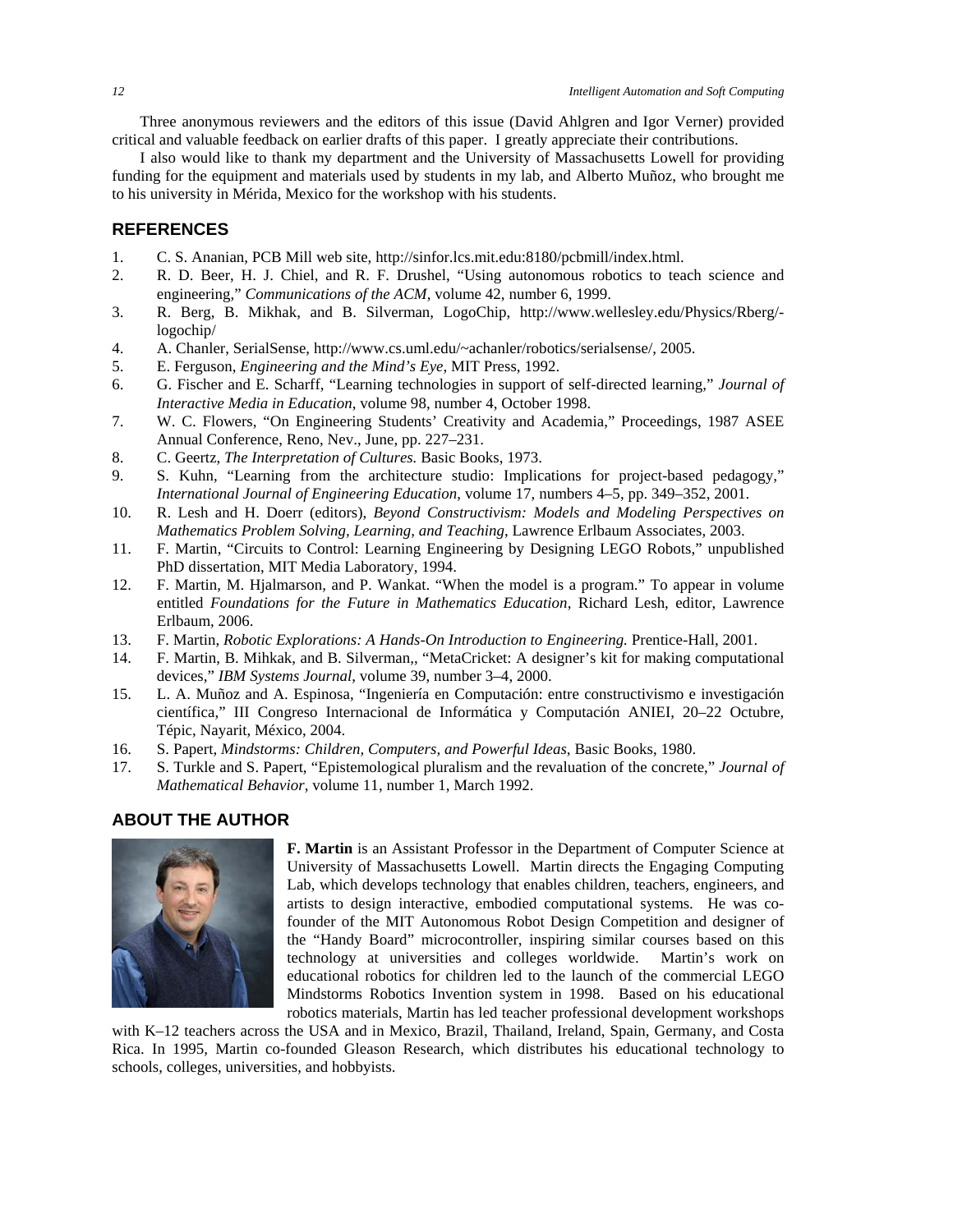Three anonymous reviewers and the editors of this issue (David Ahlgren and Igor Verner) provided critical and valuable feedback on earlier drafts of this paper. I greatly appreciate their contributions.

I also would like to thank my department and the University of Massachusetts Lowell for providing funding for the equipment and materials used by students in my lab, and Alberto Muñoz, who brought me to his university in Mérida, Mexico for the workshop with his students.

## REFERENCES

1. C. S. Ananian, PCB Mill web site, http://sinfor.lcs.mit.edu:8180/pcbmill/index.html.
2. R. D. Beer, H. J. Chiel, and R. F. Drushel, "Using autonomous robotics to teach science and engineering," *Communications of the ACM*, volume 42, number 6, 1999.
3. R. Berg, B. Mikhak, and B. Silverman, LogoChip, http://www.wellesley.edu/Physics/Rberg/-logochip/
4. A. Chanler, SerialSense, http://www.cs.uml.edu/~achanler/robotics/serialsense/, 2005.
5. E. Ferguson, *Engineering and the Mind's Eye*, MIT Press, 1992.
6. G. Fischer and E. Scharff, "Learning technologies in support of self-directed learning," *Journal of Interactive Media in Education*, volume 98, number 4, October 1998.
7. W. C. Flowers, "On Engineering Students' Creativity and Academia," Proceedings, 1987 ASEE Annual Conference, Reno, Nev., June, pp. 227–231.
8. C. Geertz, *The Interpretation of Cultures.* Basic Books, 1973.
9. S. Kuhn, "Learning from the architecture studio: Implications for project-based pedagogy," *International Journal of Engineering Education*, volume 17, numbers 4–5, pp. 349–352, 2001.
10. R. Lesh and H. Doerr (editors), *Beyond Constructivism: Models and Modeling Perspectives on Mathematics Problem Solving, Learning, and Teaching*, Lawrence Erlbaum Associates, 2003.
11. F. Martin, "Circuits to Control: Learning Engineering by Designing LEGO Robots," unpublished PhD dissertation, MIT Media Laboratory, 1994.
12. F. Martin, M. Hjalmarson, and P. Wankat. "When the model is a program." To appear in volume entitled *Foundations for the Future in Mathematics Education*, Richard Lesh, editor, Lawrence Erlbaum, 2006.
13. F. Martin, *Robotic Explorations: A Hands-On Introduction to Engineering.* Prentice-Hall, 2001.
14. F. Martin, B. Mihkak, and B. Silverman,, "MetaCricket: A designer's kit for making computational devices," *IBM Systems Journal*, volume 39, number 3–4, 2000.
15. L. A. Muñoz and A. Espinosa, "Ingeniería en Computación: entre constructivismo e investigación científica," III Congreso Internacional de Informática y Computación ANIEI, 20–22 Octubre, Tépic, Nayarit, México, 2004.
16. S. Papert, *Mindstorms: Children, Computers, and Powerful Ideas*, Basic Books, 1980.
17. S. Turkle and S. Papert, "Epistemological pluralism and the revaluation of the concrete," *Journal of Mathematical Behavior*, volume 11, number 1, March 1992.

## ABOUT THE AUTHOR

**F. Martin** is an Assistant Professor in the Department of Computer Science at University of Massachusetts Lowell. Martin directs the Engaging Computing Lab, which develops technology that enables children, teachers, engineers, and artists to design interactive, embodied computational systems. He was co-founder of the MIT Autonomous Robot Design Competition and designer of the "Handy Board" microcontroller, inspiring similar courses based on this technology at universities and colleges worldwide. Martin's work on educational robotics for children led to the launch of the commercial LEGO Mindstorms Robotics Invention system in 1998. Based on his educational robotics materials, Martin has led teacher professional development workshops with K–12 teachers across the USA and in Mexico, Brazil, Thailand, Ireland, Spain, Germany, and Costa Rica. In 1995, Martin co-founded Gleason Research, which distributes his educational technology to schools, colleges, universities, and hobbyists.